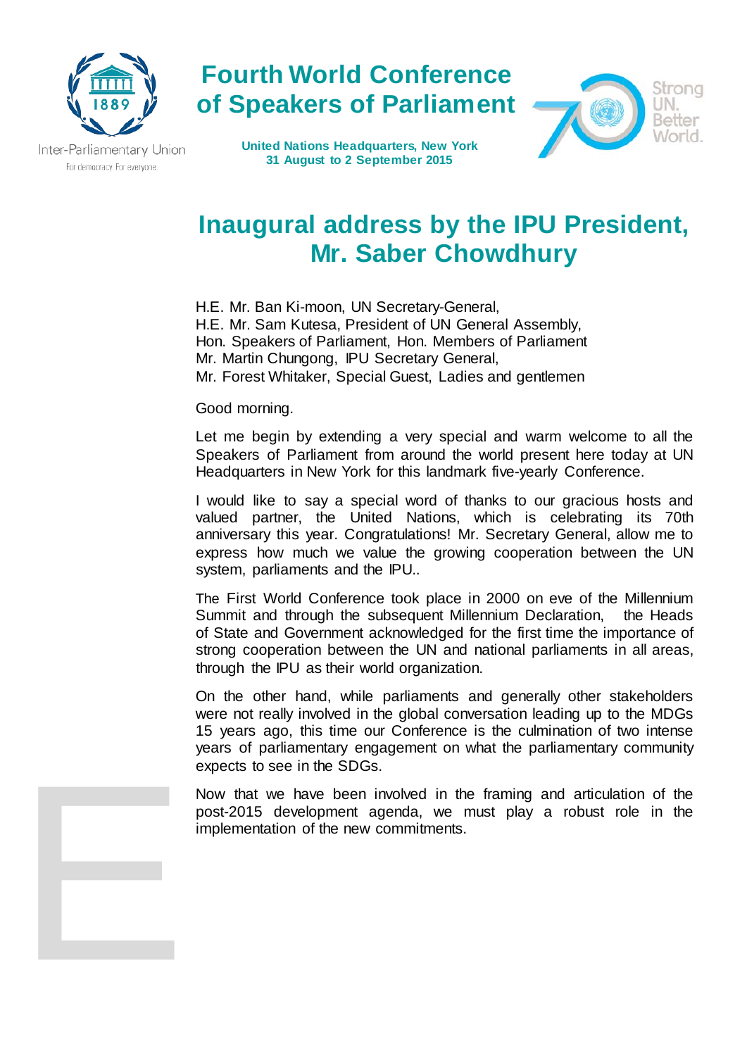Inter-Parliamentary Union
For democracy. For everyone.

# Fourth World Conference of Speakers of Parliament

**United Nations Headquarters, New York**
**31 August to 2 September 2015**

Strong UN. Better World.

## Inaugural address by the IPU President, Mr. Saber Chowdhury

H.E. Mr. Ban Ki-moon, UN Secretary-General,
H.E. Mr. Sam Kutesa, President of UN General Assembly,
Hon. Speakers of Parliament, Hon. Members of Parliament
Mr. Martin Chungong, IPU Secretary General,
Mr. Forest Whitaker, Special Guest, Ladies and gentlemen

Good morning.

Let me begin by extending a very special and warm welcome to all the Speakers of Parliament from around the world present here today at UN Headquarters in New York for this landmark five-yearly Conference.

I would like to say a special word of thanks to our gracious hosts and valued partner, the United Nations, which is celebrating its 70th anniversary this year. Congratulations! Mr. Secretary General, allow me to express how much we value the growing cooperation between the UN system, parliaments and the IPU..

The First World Conference took place in 2000 on eve of the Millennium Summit and through the subsequent Millennium Declaration, the Heads of State and Government acknowledged for the first time the importance of strong cooperation between the UN and national parliaments in all areas, through the IPU as their world organization.

On the other hand, while parliaments and generally other stakeholders were not really involved in the global conversation leading up to the MDGs 15 years ago, this time our Conference is the culmination of two intense years of parliamentary engagement on what the parliamentary community expects to see in the SDGs.

Now that we have been involved in the framing and articulation of the post-2015 development agenda, we must play a robust role in the implementation of the new commitments.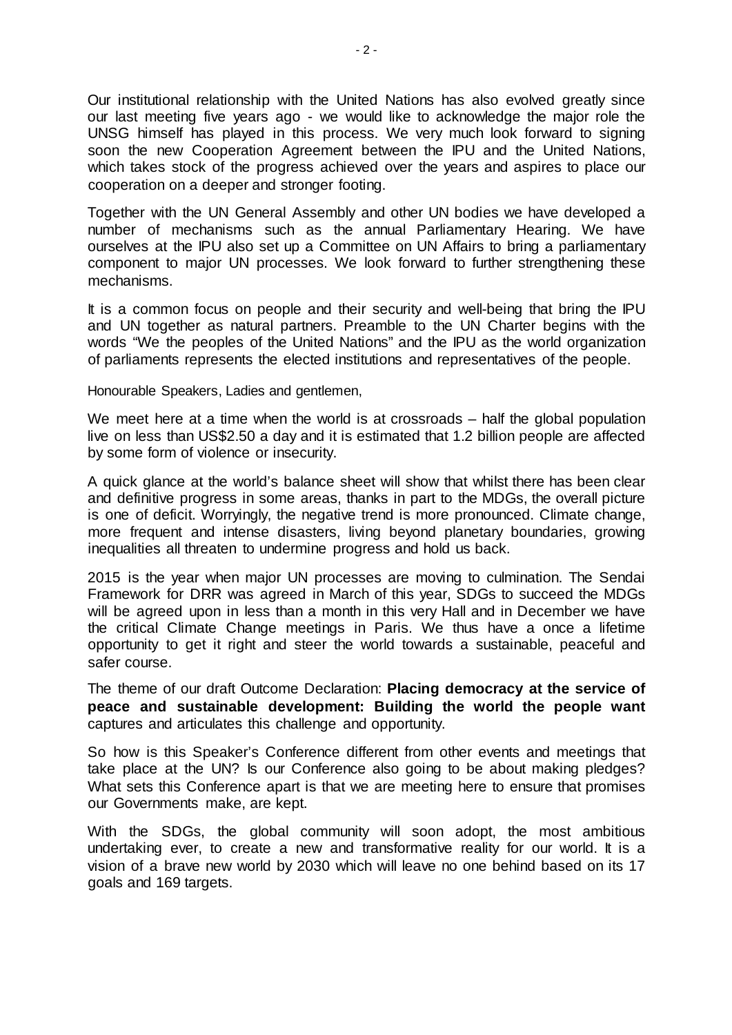Our institutional relationship with the United Nations has also evolved greatly since our last meeting five years ago - we would like to acknowledge the major role the UNSG himself has played in this process. We very much look forward to signing soon the new Cooperation Agreement between the IPU and the United Nations, which takes stock of the progress achieved over the years and aspires to place our cooperation on a deeper and stronger footing.

Together with the UN General Assembly and other UN bodies we have developed a number of mechanisms such as the annual Parliamentary Hearing. We have ourselves at the IPU also set up a Committee on UN Affairs to bring a parliamentary component to major UN processes. We look forward to further strengthening these mechanisms.

It is a common focus on people and their security and well-being that bring the IPU and UN together as natural partners. Preamble to the UN Charter begins with the words "We the peoples of the United Nations" and the IPU as the world organization of parliaments represents the elected institutions and representatives of the people.

Honourable Speakers, Ladies and gentlemen,

We meet here at a time when the world is at crossroads – half the global population live on less than US$2.50 a day and it is estimated that 1.2 billion people are affected by some form of violence or insecurity.

A quick glance at the world's balance sheet will show that whilst there has been clear and definitive progress in some areas, thanks in part to the MDGs, the overall picture is one of deficit. Worryingly, the negative trend is more pronounced. Climate change, more frequent and intense disasters, living beyond planetary boundaries, growing inequalities all threaten to undermine progress and hold us back.

2015 is the year when major UN processes are moving to culmination. The Sendai Framework for DRR was agreed in March of this year, SDGs to succeed the MDGs will be agreed upon in less than a month in this very Hall and in December we have the critical Climate Change meetings in Paris. We thus have a once a lifetime opportunity to get it right and steer the world towards a sustainable, peaceful and safer course.

The theme of our draft Outcome Declaration: **Placing democracy at the service of peace and sustainable development: Building the world the people want** captures and articulates this challenge and opportunity.

So how is this Speaker's Conference different from other events and meetings that take place at the UN? Is our Conference also going to be about making pledges? What sets this Conference apart is that we are meeting here to ensure that promises our Governments make, are kept.

With the SDGs, the global community will soon adopt, the most ambitious undertaking ever, to create a new and transformative reality for our world. It is a vision of a brave new world by 2030 which will leave no one behind based on its 17 goals and 169 targets.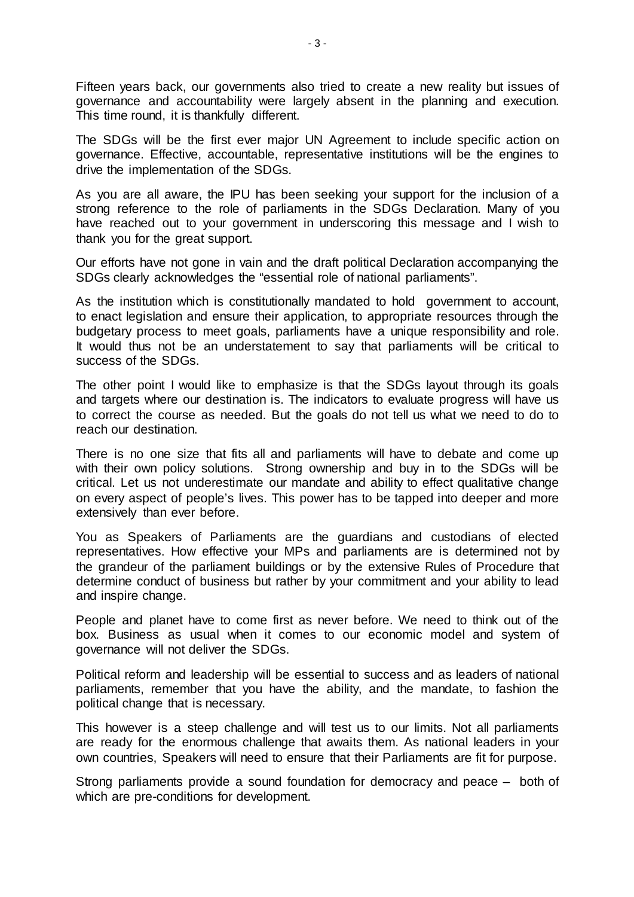Fifteen years back, our governments also tried to create a new reality but issues of governance and accountability were largely absent in the planning and execution. This time round, it is thankfully different.

The SDGs will be the first ever major UN Agreement to include specific action on governance. Effective, accountable, representative institutions will be the engines to drive the implementation of the SDGs.

As you are all aware, the IPU has been seeking your support for the inclusion of a strong reference to the role of parliaments in the SDGs Declaration. Many of you have reached out to your government in underscoring this message and I wish to thank you for the great support.

Our efforts have not gone in vain and the draft political Declaration accompanying the SDGs clearly acknowledges the "essential role of national parliaments".

As the institution which is constitutionally mandated to hold government to account, to enact legislation and ensure their application, to appropriate resources through the budgetary process to meet goals, parliaments have a unique responsibility and role. It would thus not be an understatement to say that parliaments will be critical to success of the SDGs.

The other point I would like to emphasize is that the SDGs layout through its goals and targets where our destination is. The indicators to evaluate progress will have us to correct the course as needed. But the goals do not tell us what we need to do to reach our destination.

There is no one size that fits all and parliaments will have to debate and come up with their own policy solutions. Strong ownership and buy in to the SDGs will be critical. Let us not underestimate our mandate and ability to effect qualitative change on every aspect of people's lives. This power has to be tapped into deeper and more extensively than ever before.

You as Speakers of Parliaments are the guardians and custodians of elected representatives. How effective your MPs and parliaments are is determined not by the grandeur of the parliament buildings or by the extensive Rules of Procedure that determine conduct of business but rather by your commitment and your ability to lead and inspire change.

People and planet have to come first as never before. We need to think out of the box. Business as usual when it comes to our economic model and system of governance will not deliver the SDGs.

Political reform and leadership will be essential to success and as leaders of national parliaments, remember that you have the ability, and the mandate, to fashion the political change that is necessary.

This however is a steep challenge and will test us to our limits. Not all parliaments are ready for the enormous challenge that awaits them. As national leaders in your own countries, Speakers will need to ensure that their Parliaments are fit for purpose.

Strong parliaments provide a sound foundation for democracy and peace – both of which are pre-conditions for development.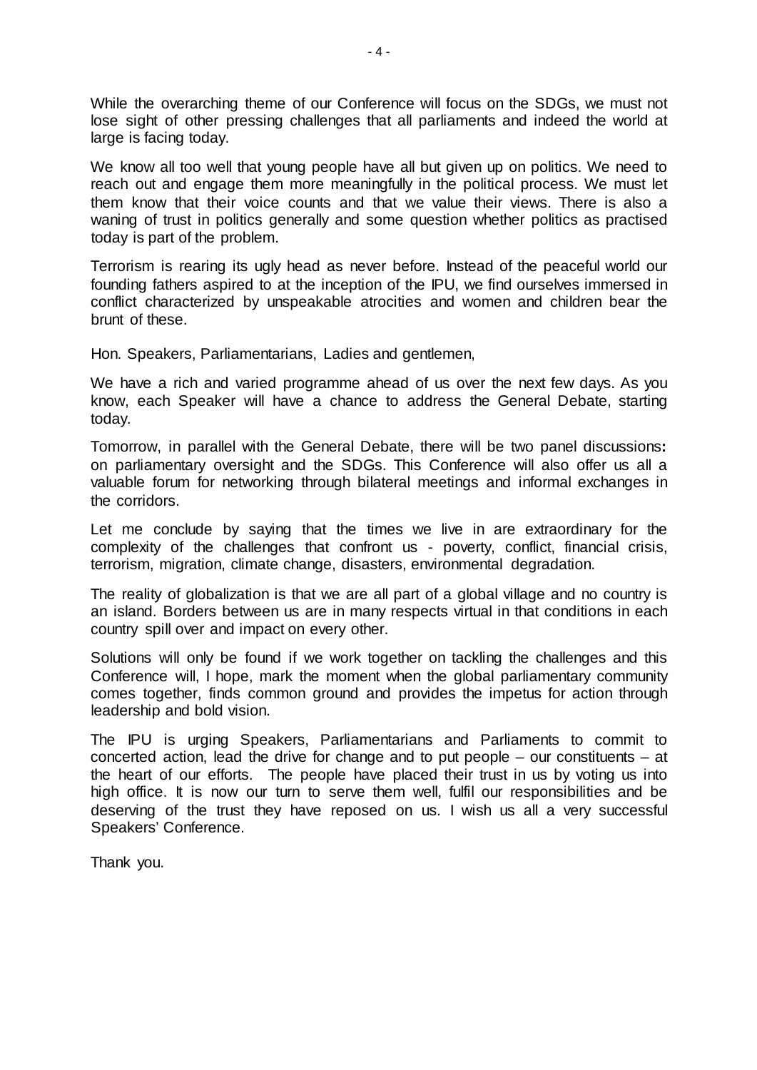While the overarching theme of our Conference will focus on the SDGs, we must not lose sight of other pressing challenges that all parliaments and indeed the world at large is facing today.

We know all too well that young people have all but given up on politics. We need to reach out and engage them more meaningfully in the political process. We must let them know that their voice counts and that we value their views. There is also a waning of trust in politics generally and some question whether politics as practised today is part of the problem.

Terrorism is rearing its ugly head as never before. Instead of the peaceful world our founding fathers aspired to at the inception of the IPU, we find ourselves immersed in conflict characterized by unspeakable atrocities and women and children bear the brunt of these.

Hon. Speakers, Parliamentarians, Ladies and gentlemen,

We have a rich and varied programme ahead of us over the next few days. As you know, each Speaker will have a chance to address the General Debate, starting today.

Tomorrow, in parallel with the General Debate, there will be two panel discussions**:** on parliamentary oversight and the SDGs. This Conference will also offer us all a valuable forum for networking through bilateral meetings and informal exchanges in the corridors.

Let me conclude by saying that the times we live in are extraordinary for the complexity of the challenges that confront us - poverty, conflict, financial crisis, terrorism, migration, climate change, disasters, environmental degradation.

The reality of globalization is that we are all part of a global village and no country is an island. Borders between us are in many respects virtual in that conditions in each country spill over and impact on every other.

Solutions will only be found if we work together on tackling the challenges and this Conference will, I hope, mark the moment when the global parliamentary community comes together, finds common ground and provides the impetus for action through leadership and bold vision.

The IPU is urging Speakers, Parliamentarians and Parliaments to commit to concerted action, lead the drive for change and to put people – our constituents – at the heart of our efforts. The people have placed their trust in us by voting us into high office. It is now our turn to serve them well, fulfil our responsibilities and be deserving of the trust they have reposed on us. I wish us all a very successful Speakers' Conference.

Thank you.